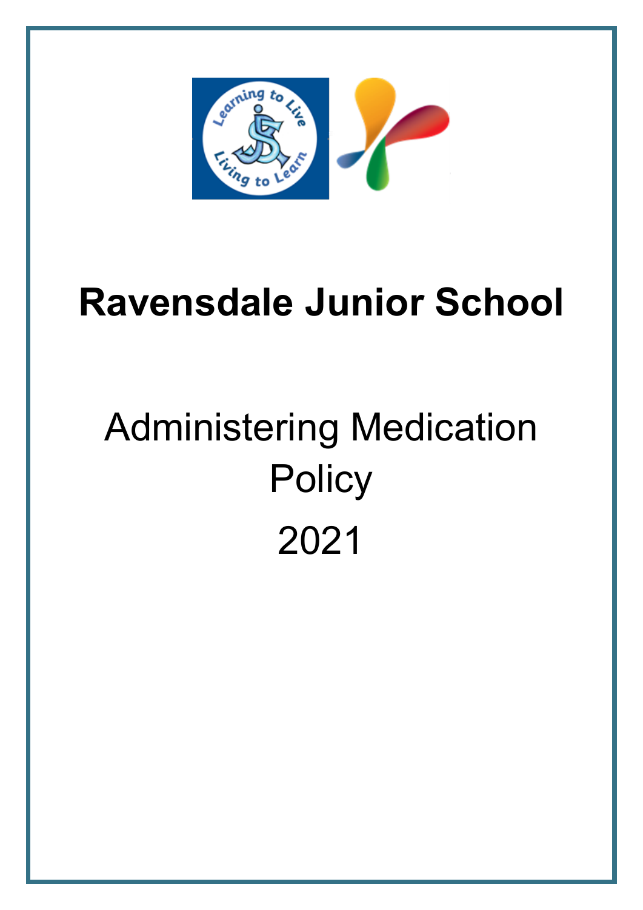# Ravensdale Junior School

## Administering Medication Policy

## 2021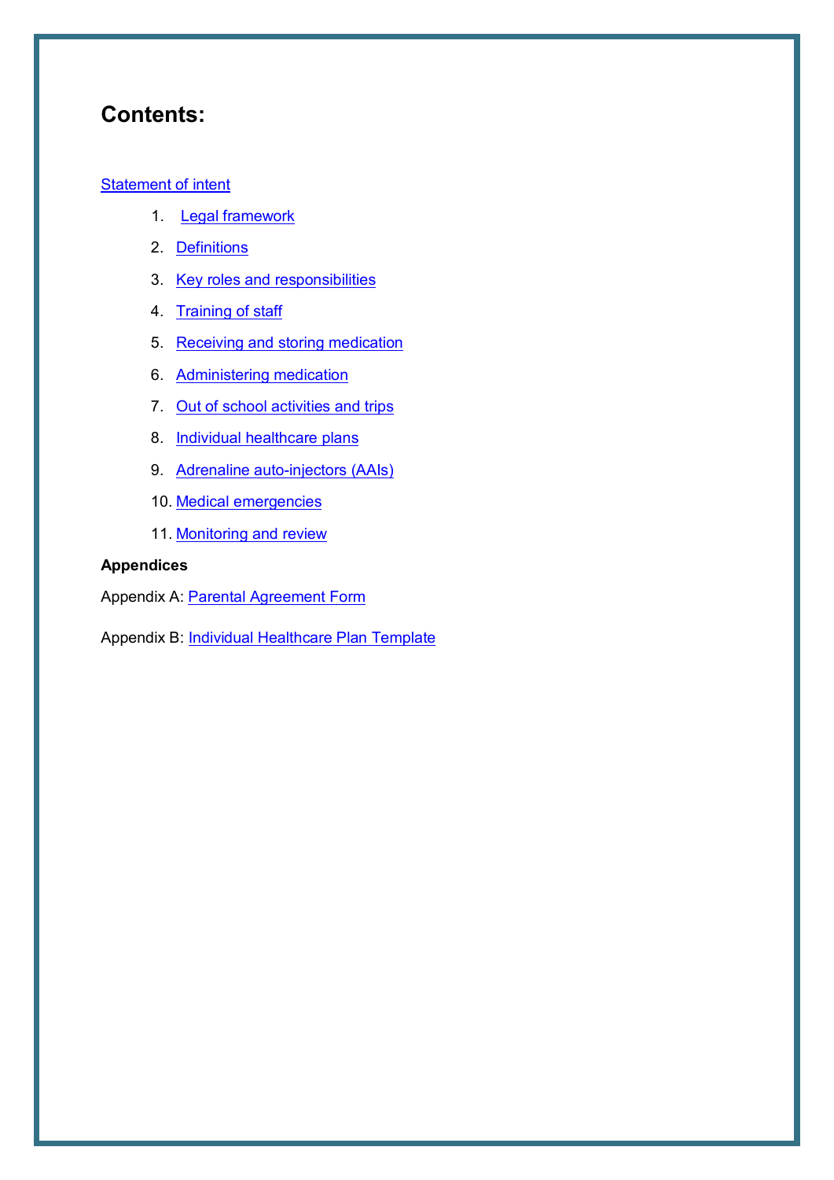# Contents:

[Statement of intent]

1. [Legal framework]
2. [Definitions]
3. [Key roles and responsibilities]
4. [Training of staff]
5. [Receiving and storing medication]
6. [Administering medication]
7. [Out of school activities and trips]
8. [Individual healthcare plans]
9. [Adrenaline auto-injectors (AAIs)]
10. [Medical emergencies]
11. [Monitoring and review]

**Appendices**

Appendix A: [Parental Agreement Form]

Appendix B: [Individual Healthcare Plan Template]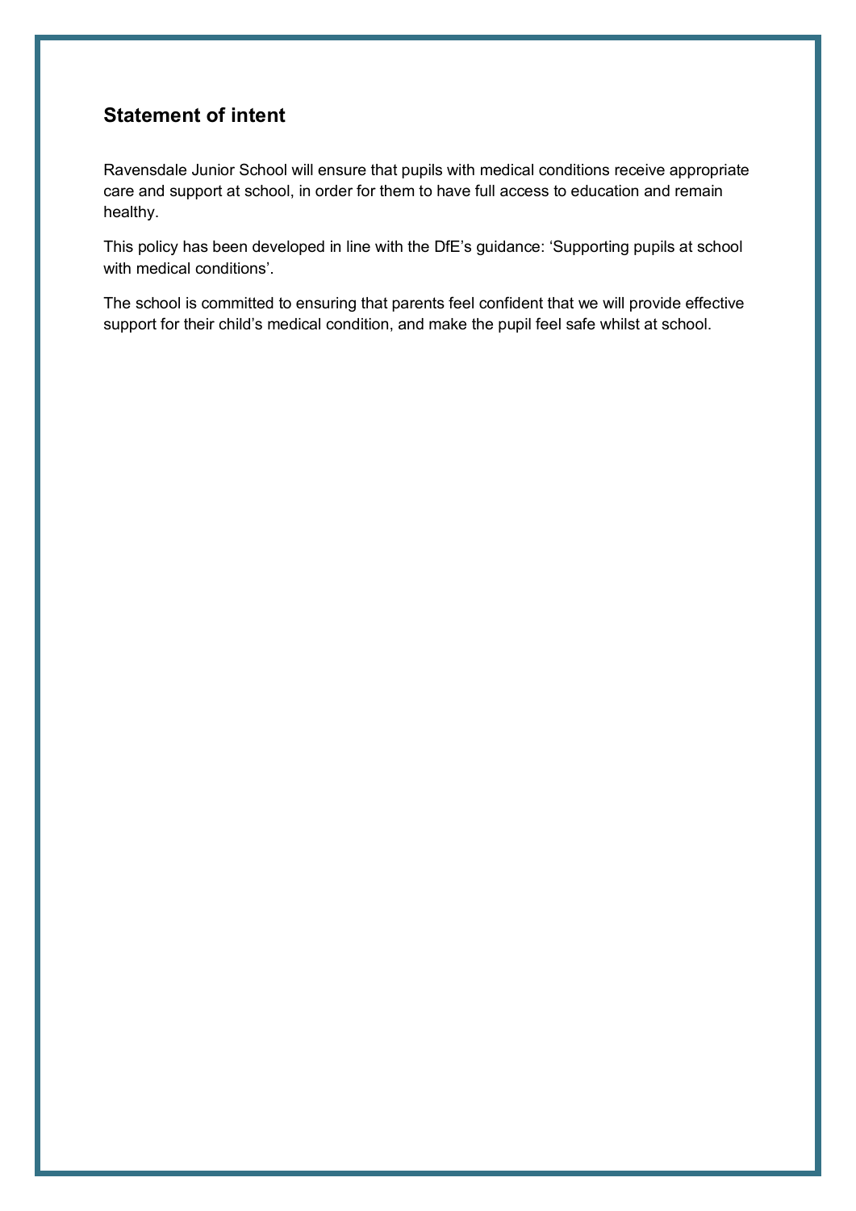## Statement of intent

Ravensdale Junior School will ensure that pupils with medical conditions receive appropriate care and support at school, in order for them to have full access to education and remain healthy.

This policy has been developed in line with the DfE's guidance: 'Supporting pupils at school with medical conditions'.

The school is committed to ensuring that parents feel confident that we will provide effective support for their child's medical condition, and make the pupil feel safe whilst at school.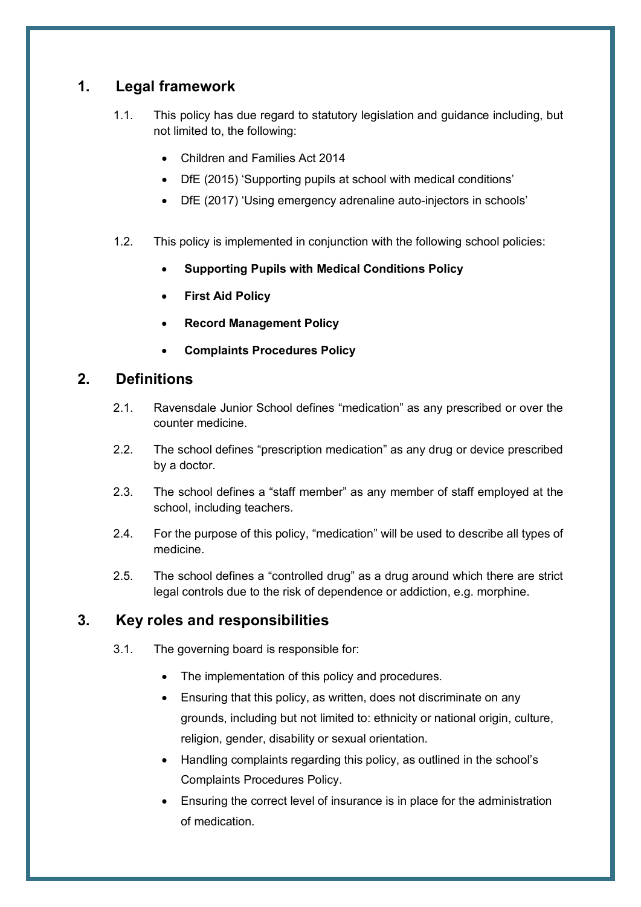## 1. Legal framework

1.1. This policy has due regard to statutory legislation and guidance including, but not limited to, the following:

- Children and Families Act 2014
- DfE (2015) 'Supporting pupils at school with medical conditions'
- DfE (2017) 'Using emergency adrenaline auto-injectors in schools'

1.2. This policy is implemented in conjunction with the following school policies:

- **Supporting Pupils with Medical Conditions Policy**
- **First Aid Policy**
- **Record Management Policy**
- **Complaints Procedures Policy**

## 2. Definitions

2.1. Ravensdale Junior School defines "medication" as any prescribed or over the counter medicine.

2.2. The school defines "prescription medication" as any drug or device prescribed by a doctor.

2.3. The school defines a "staff member" as any member of staff employed at the school, including teachers.

2.4. For the purpose of this policy, "medication" will be used to describe all types of medicine.

2.5. The school defines a "controlled drug" as a drug around which there are strict legal controls due to the risk of dependence or addiction, e.g. morphine.

## 3. Key roles and responsibilities

3.1. The governing board is responsible for:

- The implementation of this policy and procedures.
- Ensuring that this policy, as written, does not discriminate on any grounds, including but not limited to: ethnicity or national origin, culture, religion, gender, disability or sexual orientation.
- Handling complaints regarding this policy, as outlined in the school's Complaints Procedures Policy.
- Ensuring the correct level of insurance is in place for the administration of medication.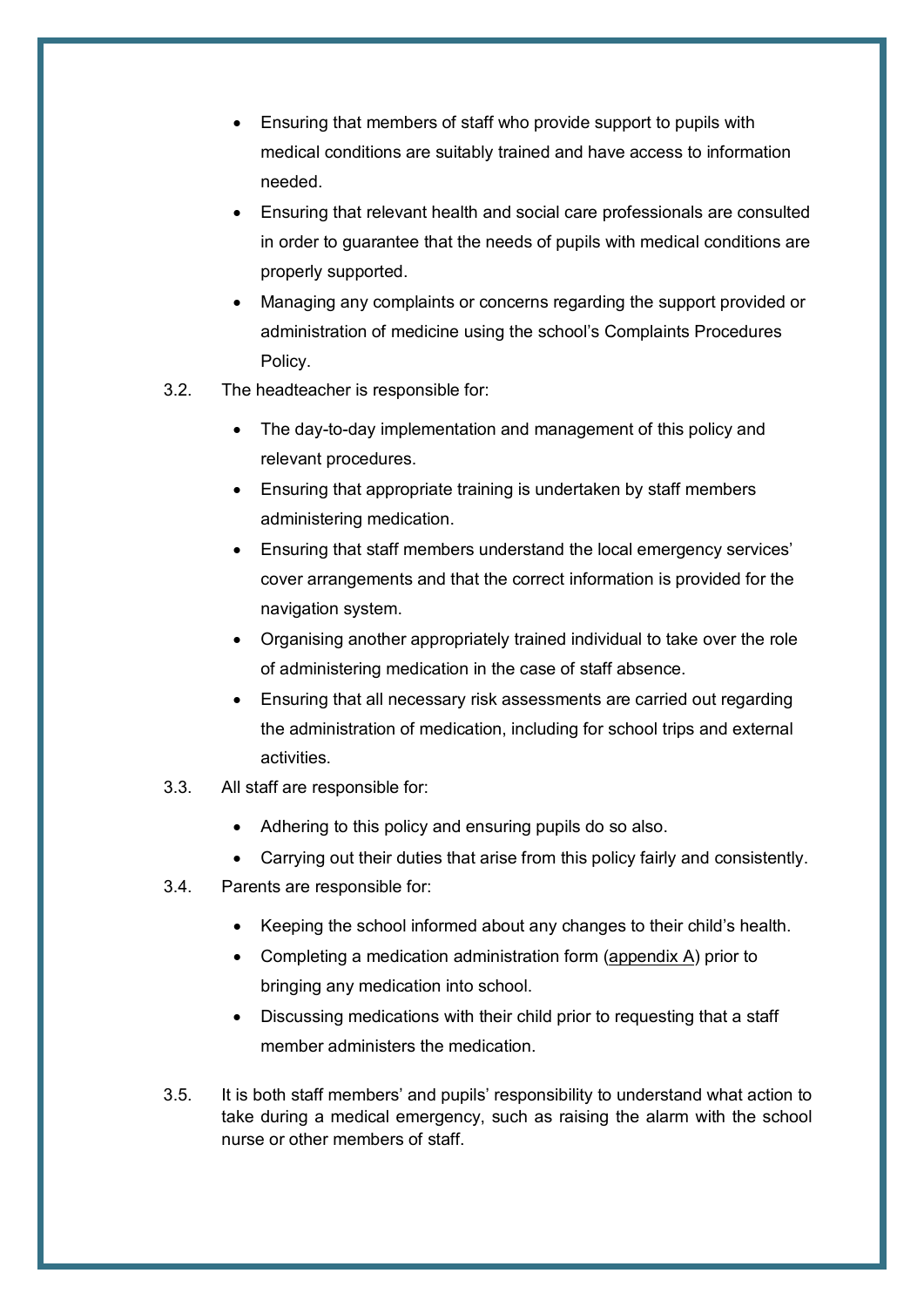- Ensuring that members of staff who provide support to pupils with medical conditions are suitably trained and have access to information needed.
- Ensuring that relevant health and social care professionals are consulted in order to guarantee that the needs of pupils with medical conditions are properly supported.
- Managing any complaints or concerns regarding the support provided or administration of medicine using the school's Complaints Procedures Policy.

3.2. The headteacher is responsible for:

- The day-to-day implementation and management of this policy and relevant procedures.
- Ensuring that appropriate training is undertaken by staff members administering medication.
- Ensuring that staff members understand the local emergency services' cover arrangements and that the correct information is provided for the navigation system.
- Organising another appropriately trained individual to take over the role of administering medication in the case of staff absence.
- Ensuring that all necessary risk assessments are carried out regarding the administration of medication, including for school trips and external activities.

3.3. All staff are responsible for:

- Adhering to this policy and ensuring pupils do so also.
- Carrying out their duties that arise from this policy fairly and consistently.

3.4. Parents are responsible for:

- Keeping the school informed about any changes to their child's health.
- Completing a medication administration form (appendix A) prior to bringing any medication into school.
- Discussing medications with their child prior to requesting that a staff member administers the medication.

3.5. It is both staff members' and pupils' responsibility to understand what action to take during a medical emergency, such as raising the alarm with the school nurse or other members of staff.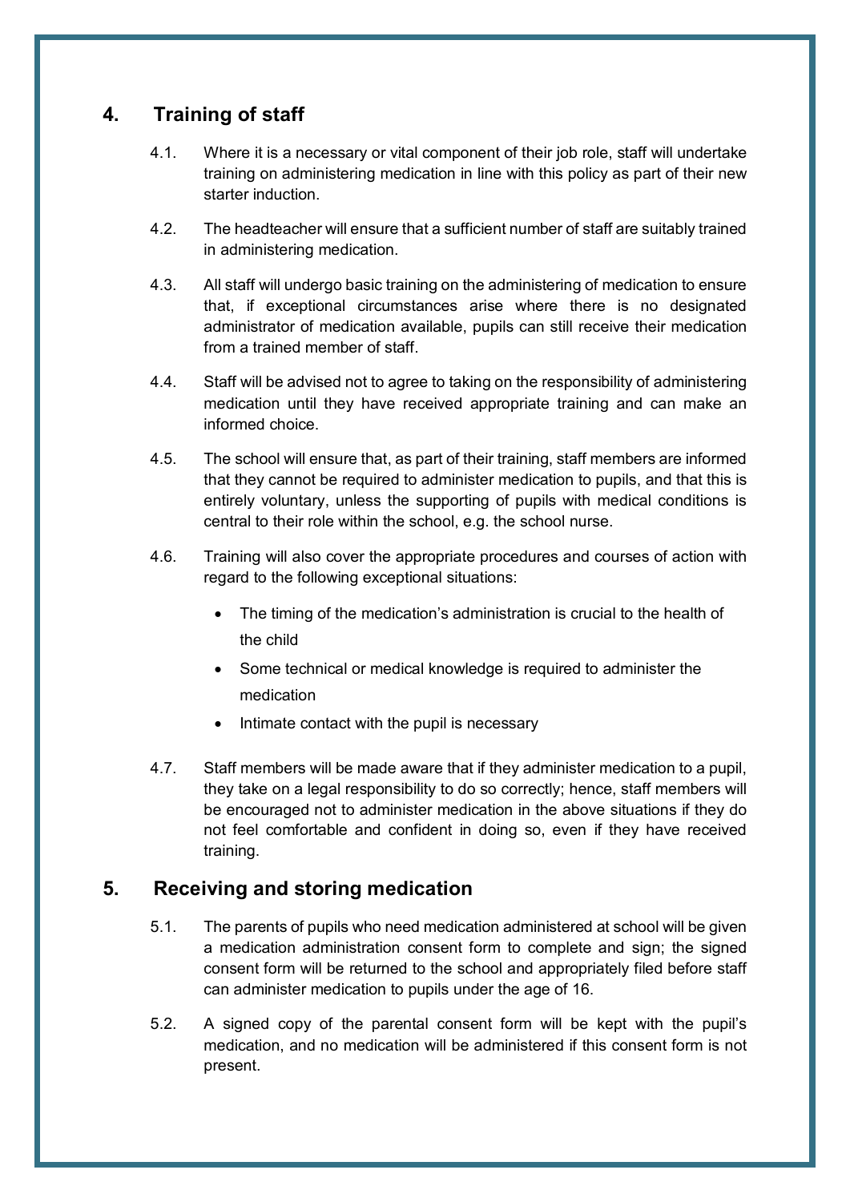## 4. Training of staff

4.1. Where it is a necessary or vital component of their job role, staff will undertake training on administering medication in line with this policy as part of their new starter induction.

4.2. The headteacher will ensure that a sufficient number of staff are suitably trained in administering medication.

4.3. All staff will undergo basic training on the administering of medication to ensure that, if exceptional circumstances arise where there is no designated administrator of medication available, pupils can still receive their medication from a trained member of staff.

4.4. Staff will be advised not to agree to taking on the responsibility of administering medication until they have received appropriate training and can make an informed choice.

4.5. The school will ensure that, as part of their training, staff members are informed that they cannot be required to administer medication to pupils, and that this is entirely voluntary, unless the supporting of pupils with medical conditions is central to their role within the school, e.g. the school nurse.

4.6. Training will also cover the appropriate procedures and courses of action with regard to the following exceptional situations:

- The timing of the medication's administration is crucial to the health of the child
- Some technical or medical knowledge is required to administer the medication
- Intimate contact with the pupil is necessary

4.7. Staff members will be made aware that if they administer medication to a pupil, they take on a legal responsibility to do so correctly; hence, staff members will be encouraged not to administer medication in the above situations if they do not feel comfortable and confident in doing so, even if they have received training.

## 5. Receiving and storing medication

5.1. The parents of pupils who need medication administered at school will be given a medication administration consent form to complete and sign; the signed consent form will be returned to the school and appropriately filed before staff can administer medication to pupils under the age of 16.

5.2. A signed copy of the parental consent form will be kept with the pupil's medication, and no medication will be administered if this consent form is not present.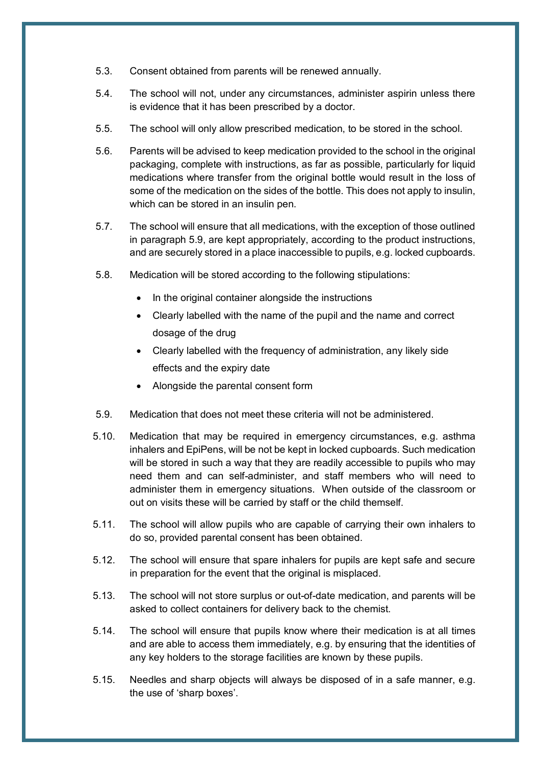5.3. Consent obtained from parents will be renewed annually.

5.4. The school will not, under any circumstances, administer aspirin unless there is evidence that it has been prescribed by a doctor.

5.5. The school will only allow prescribed medication, to be stored in the school.

5.6. Parents will be advised to keep medication provided to the school in the original packaging, complete with instructions, as far as possible, particularly for liquid medications where transfer from the original bottle would result in the loss of some of the medication on the sides of the bottle. This does not apply to insulin, which can be stored in an insulin pen.

5.7. The school will ensure that all medications, with the exception of those outlined in paragraph 5.9, are kept appropriately, according to the product instructions, and are securely stored in a place inaccessible to pupils, e.g. locked cupboards.

5.8. Medication will be stored according to the following stipulations:

- In the original container alongside the instructions
- Clearly labelled with the name of the pupil and the name and correct dosage of the drug
- Clearly labelled with the frequency of administration, any likely side effects and the expiry date
- Alongside the parental consent form

5.9. Medication that does not meet these criteria will not be administered.

5.10. Medication that may be required in emergency circumstances, e.g. asthma inhalers and EpiPens, will be not be kept in locked cupboards. Such medication will be stored in such a way that they are readily accessible to pupils who may need them and can self-administer, and staff members who will need to administer them in emergency situations. When outside of the classroom or out on visits these will be carried by staff or the child themself.

5.11. The school will allow pupils who are capable of carrying their own inhalers to do so, provided parental consent has been obtained.

5.12. The school will ensure that spare inhalers for pupils are kept safe and secure in preparation for the event that the original is misplaced.

5.13. The school will not store surplus or out-of-date medication, and parents will be asked to collect containers for delivery back to the chemist.

5.14. The school will ensure that pupils know where their medication is at all times and are able to access them immediately, e.g. by ensuring that the identities of any key holders to the storage facilities are known by these pupils.

5.15. Needles and sharp objects will always be disposed of in a safe manner, e.g. the use of 'sharp boxes'.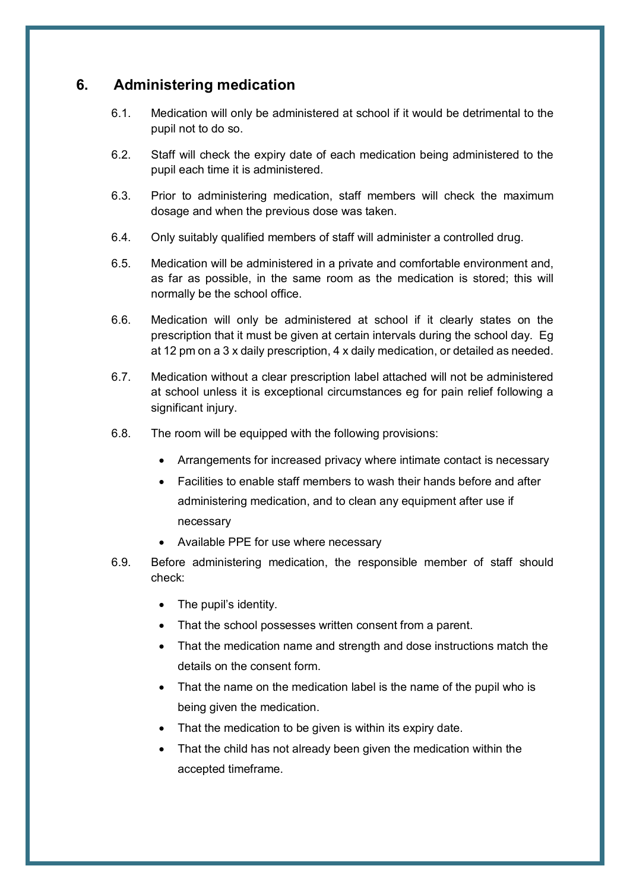## 6. Administering medication

6.1. Medication will only be administered at school if it would be detrimental to the pupil not to do so.

6.2. Staff will check the expiry date of each medication being administered to the pupil each time it is administered.

6.3. Prior to administering medication, staff members will check the maximum dosage and when the previous dose was taken.

6.4. Only suitably qualified members of staff will administer a controlled drug.

6.5. Medication will be administered in a private and comfortable environment and, as far as possible, in the same room as the medication is stored; this will normally be the school office.

6.6. Medication will only be administered at school if it clearly states on the prescription that it must be given at certain intervals during the school day. Eg at 12 pm on a 3 x daily prescription, 4 x daily medication, or detailed as needed.

6.7. Medication without a clear prescription label attached will not be administered at school unless it is exceptional circumstances eg for pain relief following a significant injury.

6.8. The room will be equipped with the following provisions:

- Arrangements for increased privacy where intimate contact is necessary
- Facilities to enable staff members to wash their hands before and after administering medication, and to clean any equipment after use if necessary
- Available PPE for use where necessary

6.9. Before administering medication, the responsible member of staff should check:

- The pupil's identity.
- That the school possesses written consent from a parent.
- That the medication name and strength and dose instructions match the details on the consent form.
- That the name on the medication label is the name of the pupil who is being given the medication.
- That the medication to be given is within its expiry date.
- That the child has not already been given the medication within the accepted timeframe.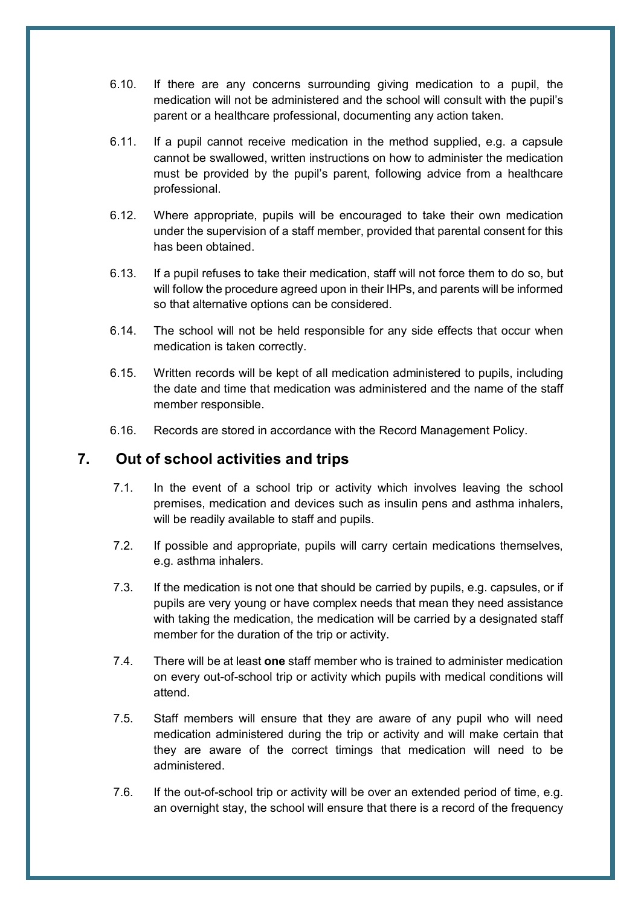6.10. If there are any concerns surrounding giving medication to a pupil, the medication will not be administered and the school will consult with the pupil's parent or a healthcare professional, documenting any action taken.

6.11. If a pupil cannot receive medication in the method supplied, e.g. a capsule cannot be swallowed, written instructions on how to administer the medication must be provided by the pupil's parent, following advice from a healthcare professional.

6.12. Where appropriate, pupils will be encouraged to take their own medication under the supervision of a staff member, provided that parental consent for this has been obtained.

6.13. If a pupil refuses to take their medication, staff will not force them to do so, but will follow the procedure agreed upon in their IHPs, and parents will be informed so that alternative options can be considered.

6.14. The school will not be held responsible for any side effects that occur when medication is taken correctly.

6.15. Written records will be kept of all medication administered to pupils, including the date and time that medication was administered and the name of the staff member responsible.

6.16. Records are stored in accordance with the Record Management Policy.

## 7. Out of school activities and trips

7.1. In the event of a school trip or activity which involves leaving the school premises, medication and devices such as insulin pens and asthma inhalers, will be readily available to staff and pupils.

7.2. If possible and appropriate, pupils will carry certain medications themselves, e.g. asthma inhalers.

7.3. If the medication is not one that should be carried by pupils, e.g. capsules, or if pupils are very young or have complex needs that mean they need assistance with taking the medication, the medication will be carried by a designated staff member for the duration of the trip or activity.

7.4. There will be at least **one** staff member who is trained to administer medication on every out-of-school trip or activity which pupils with medical conditions will attend.

7.5. Staff members will ensure that they are aware of any pupil who will need medication administered during the trip or activity and will make certain that they are aware of the correct timings that medication will need to be administered.

7.6. If the out-of-school trip or activity will be over an extended period of time, e.g. an overnight stay, the school will ensure that there is a record of the frequency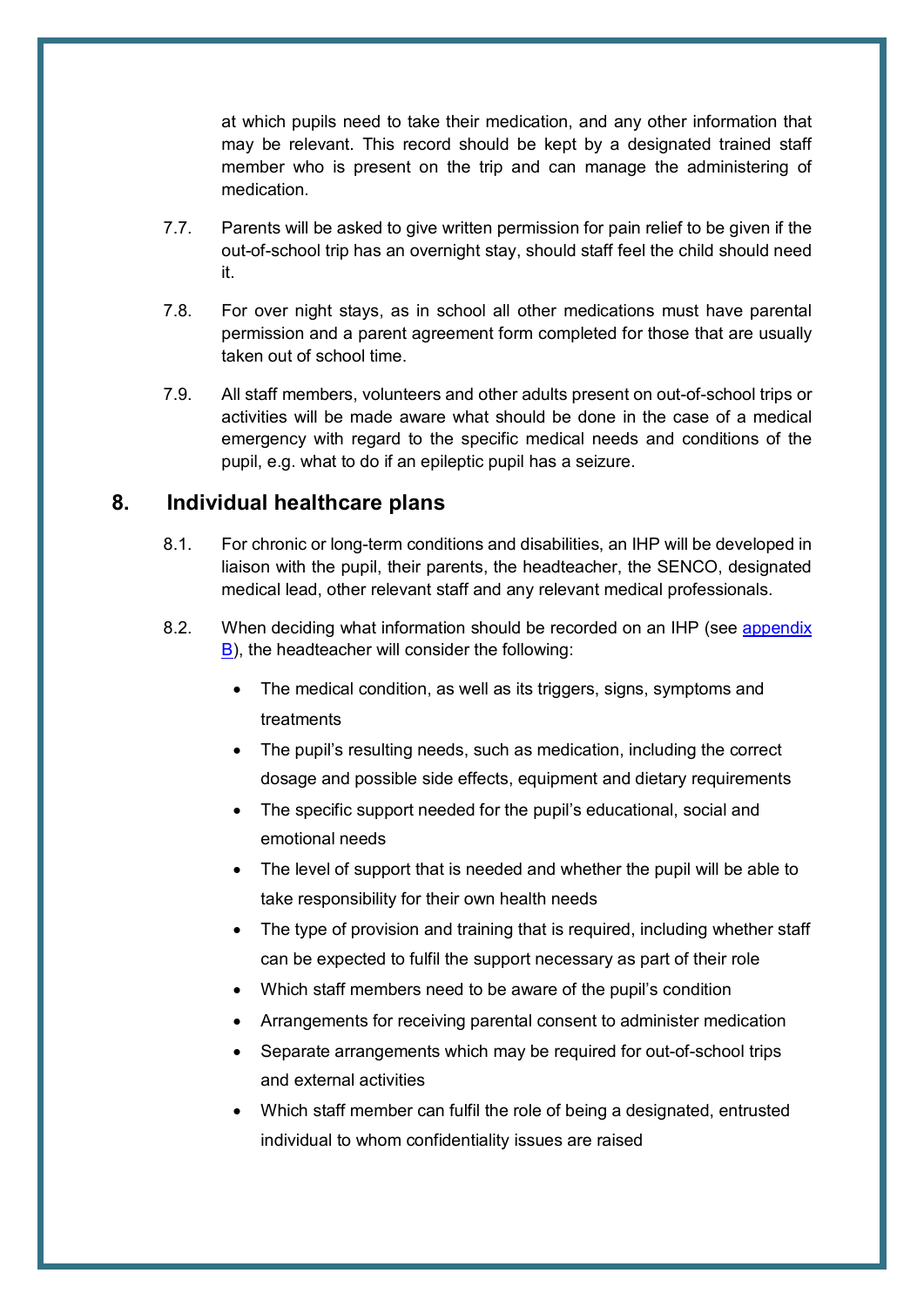at which pupils need to take their medication, and any other information that may be relevant. This record should be kept by a designated trained staff member who is present on the trip and can manage the administering of medication.

7.7. Parents will be asked to give written permission for pain relief to be given if the out-of-school trip has an overnight stay, should staff feel the child should need it.

7.8. For over night stays, as in school all other medications must have parental permission and a parent agreement form completed for those that are usually taken out of school time.

7.9. All staff members, volunteers and other adults present on out-of-school trips or activities will be made aware what should be done in the case of a medical emergency with regard to the specific medical needs and conditions of the pupil, e.g. what to do if an epileptic pupil has a seizure.

## 8. Individual healthcare plans

8.1. For chronic or long-term conditions and disabilities, an IHP will be developed in liaison with the pupil, their parents, the headteacher, the SENCO, designated medical lead, other relevant staff and any relevant medical professionals.

8.2. When deciding what information should be recorded on an IHP (see appendix B), the headteacher will consider the following:

- The medical condition, as well as its triggers, signs, symptoms and treatments
- The pupil's resulting needs, such as medication, including the correct dosage and possible side effects, equipment and dietary requirements
- The specific support needed for the pupil's educational, social and emotional needs
- The level of support that is needed and whether the pupil will be able to take responsibility for their own health needs
- The type of provision and training that is required, including whether staff can be expected to fulfil the support necessary as part of their role
- Which staff members need to be aware of the pupil's condition
- Arrangements for receiving parental consent to administer medication
- Separate arrangements which may be required for out-of-school trips and external activities
- Which staff member can fulfil the role of being a designated, entrusted individual to whom confidentiality issues are raised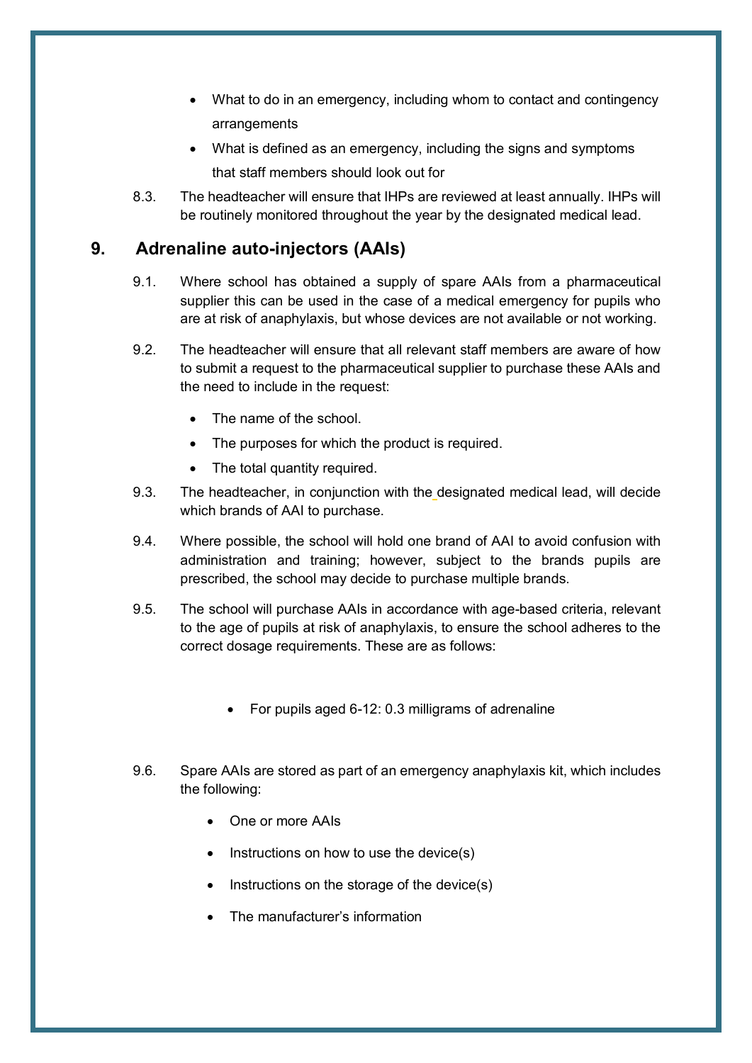- What to do in an emergency, including whom to contact and contingency arrangements
- What is defined as an emergency, including the signs and symptoms that staff members should look out for

8.3. The headteacher will ensure that IHPs are reviewed at least annually. IHPs will be routinely monitored throughout the year by the designated medical lead.

## 9. Adrenaline auto-injectors (AAIs)

9.1. Where school has obtained a supply of spare AAIs from a pharmaceutical supplier this can be used in the case of a medical emergency for pupils who are at risk of anaphylaxis, but whose devices are not available or not working.

9.2. The headteacher will ensure that all relevant staff members are aware of how to submit a request to the pharmaceutical supplier to purchase these AAIs and the need to include in the request:

- The name of the school.
- The purposes for which the product is required.
- The total quantity required.

9.3. The headteacher, in conjunction with the designated medical lead, will decide which brands of AAI to purchase.

9.4. Where possible, the school will hold one brand of AAI to avoid confusion with administration and training; however, subject to the brands pupils are prescribed, the school may decide to purchase multiple brands.

9.5. The school will purchase AAIs in accordance with age-based criteria, relevant to the age of pupils at risk of anaphylaxis, to ensure the school adheres to the correct dosage requirements. These are as follows:

- For pupils aged 6-12: 0.3 milligrams of adrenaline

9.6. Spare AAIs are stored as part of an emergency anaphylaxis kit, which includes the following:

- One or more AAIs
- Instructions on how to use the device(s)
- Instructions on the storage of the device(s)
- The manufacturer's information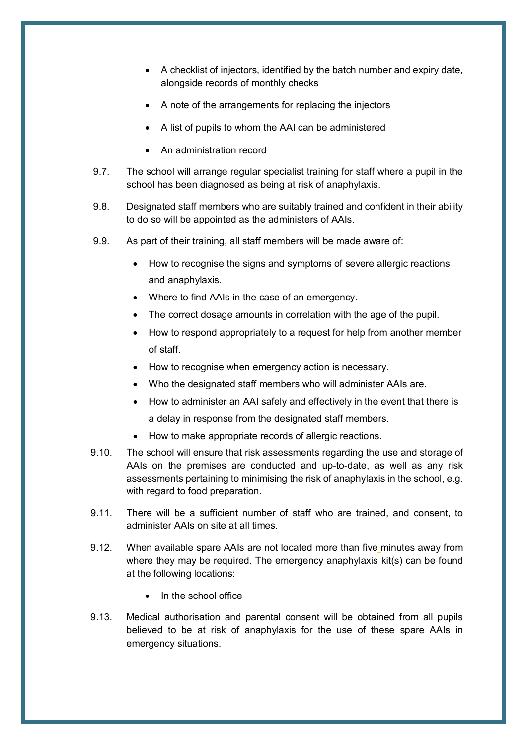- A checklist of injectors, identified by the batch number and expiry date, alongside records of monthly checks
- A note of the arrangements for replacing the injectors
- A list of pupils to whom the AAI can be administered
- An administration record

9.7. The school will arrange regular specialist training for staff where a pupil in the school has been diagnosed as being at risk of anaphylaxis.

9.8. Designated staff members who are suitably trained and confident in their ability to do so will be appointed as the administers of AAIs.

9.9. As part of their training, all staff members will be made aware of:

- How to recognise the signs and symptoms of severe allergic reactions and anaphylaxis.
- Where to find AAIs in the case of an emergency.
- The correct dosage amounts in correlation with the age of the pupil.
- How to respond appropriately to a request for help from another member of staff.
- How to recognise when emergency action is necessary.
- Who the designated staff members who will administer AAIs are.
- How to administer an AAI safely and effectively in the event that there is a delay in response from the designated staff members.
- How to make appropriate records of allergic reactions.

9.10. The school will ensure that risk assessments regarding the use and storage of AAIs on the premises are conducted and up-to-date, as well as any risk assessments pertaining to minimising the risk of anaphylaxis in the school, e.g. with regard to food preparation.

9.11. There will be a sufficient number of staff who are trained, and consent, to administer AAIs on site at all times.

9.12. When available spare AAIs are not located more than five minutes away from where they may be required. The emergency anaphylaxis kit(s) can be found at the following locations:

- In the school office

9.13. Medical authorisation and parental consent will be obtained from all pupils believed to be at risk of anaphylaxis for the use of these spare AAIs in emergency situations.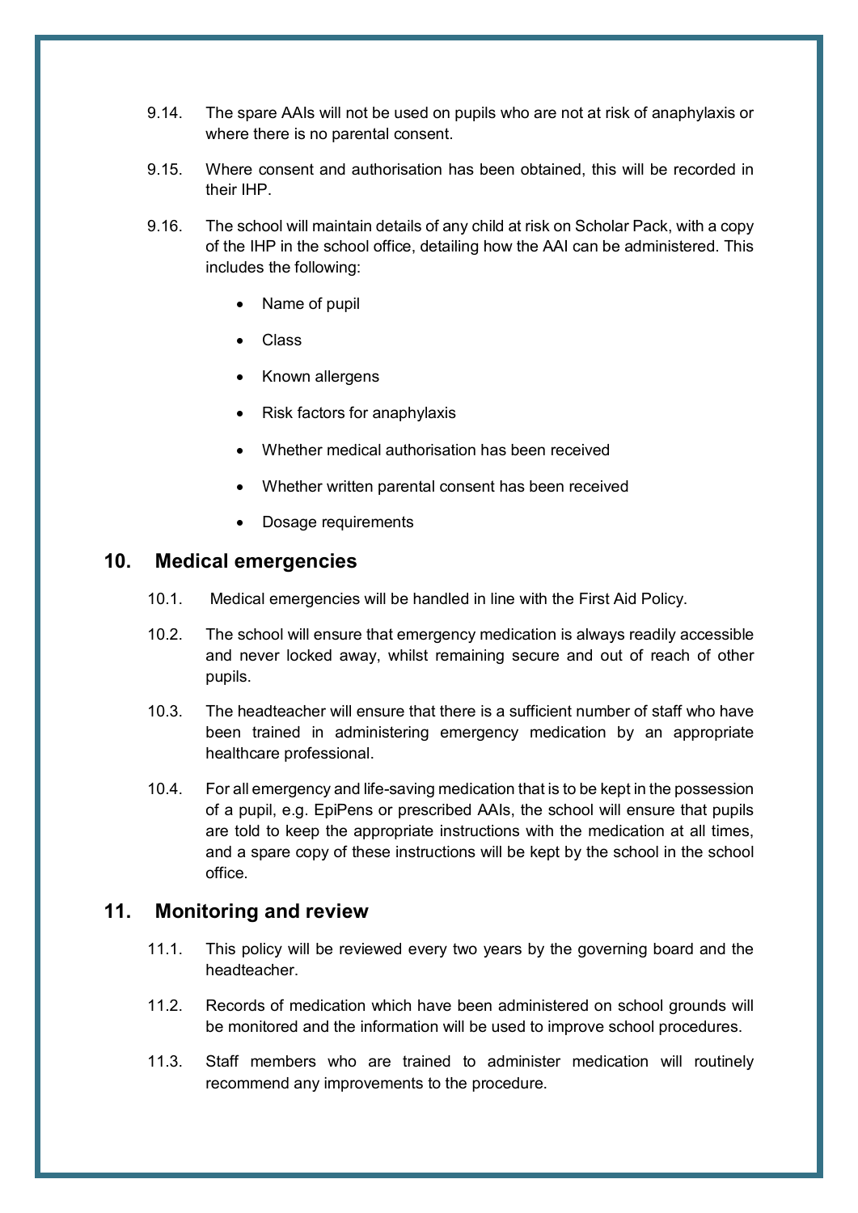9.14. The spare AAIs will not be used on pupils who are not at risk of anaphylaxis or where there is no parental consent.

9.15. Where consent and authorisation has been obtained, this will be recorded in their IHP.

9.16. The school will maintain details of any child at risk on Scholar Pack, with a copy of the IHP in the school office, detailing how the AAI can be administered. This includes the following:

- Name of pupil
- Class
- Known allergens
- Risk factors for anaphylaxis
- Whether medical authorisation has been received
- Whether written parental consent has been received
- Dosage requirements

## 10. Medical emergencies

10.1. Medical emergencies will be handled in line with the First Aid Policy.

10.2. The school will ensure that emergency medication is always readily accessible and never locked away, whilst remaining secure and out of reach of other pupils.

10.3. The headteacher will ensure that there is a sufficient number of staff who have been trained in administering emergency medication by an appropriate healthcare professional.

10.4. For all emergency and life-saving medication that is to be kept in the possession of a pupil, e.g. EpiPens or prescribed AAIs, the school will ensure that pupils are told to keep the appropriate instructions with the medication at all times, and a spare copy of these instructions will be kept by the school in the school office.

## 11. Monitoring and review

11.1. This policy will be reviewed every two years by the governing board and the headteacher.

11.2. Records of medication which have been administered on school grounds will be monitored and the information will be used to improve school procedures.

11.3. Staff members who are trained to administer medication will routinely recommend any improvements to the procedure.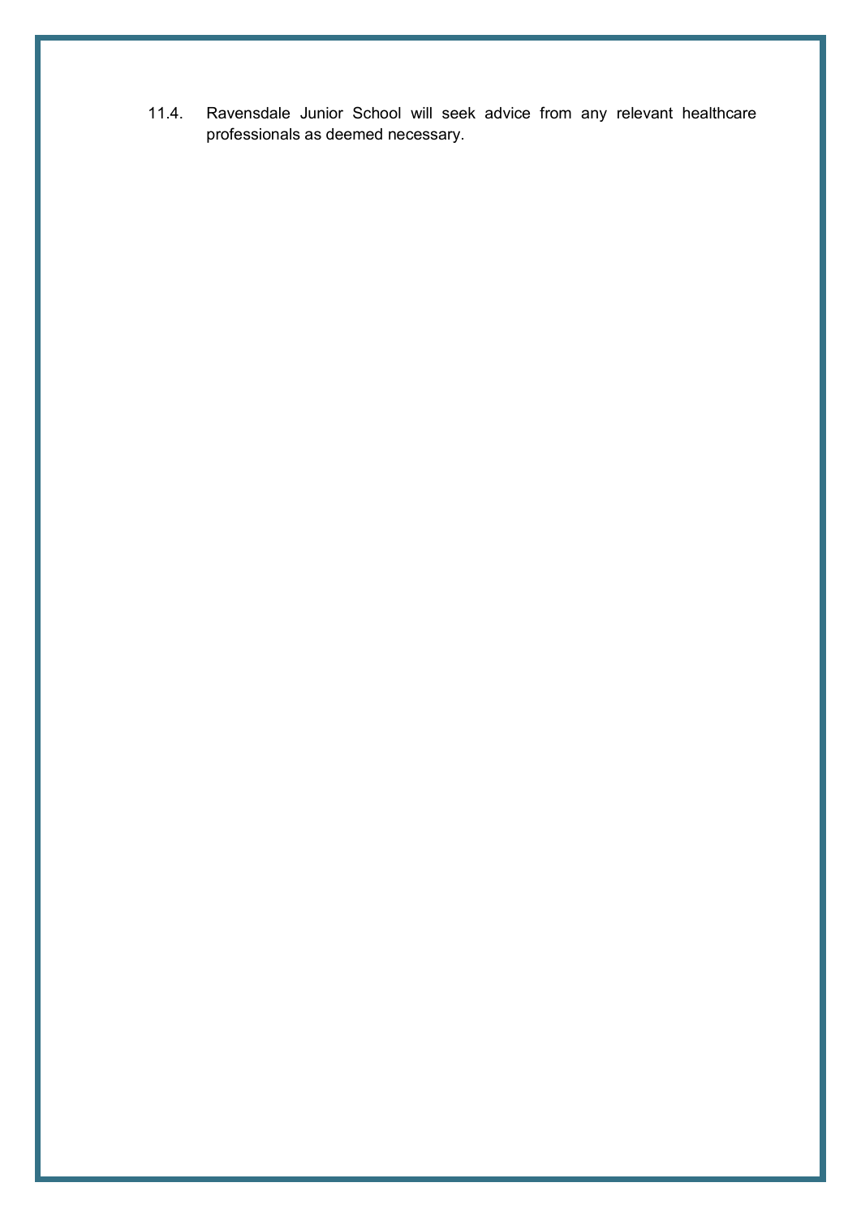11.4. Ravensdale Junior School will seek advice from any relevant healthcare professionals as deemed necessary.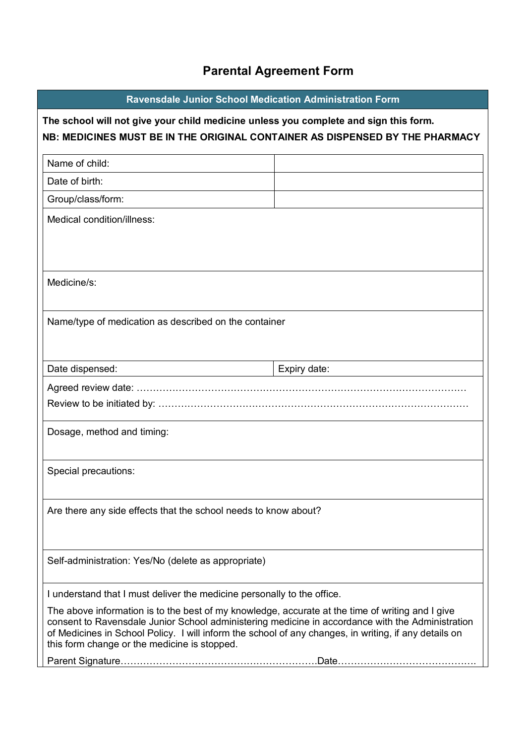# Parental Agreement Form

## Ravensdale Junior School Medication Administration Form

**The school will not give your child medicine unless you complete and sign this form.**

**NB: MEDICINES MUST BE IN THE ORIGINAL CONTAINER AS DISPENSED BY THE PHARMACY**

| Name of child: | |
|---|---|
| Date of birth: | |
| Group/class/form: | |

Medical condition/illness:

Medicine/s:

Name/type of medication as described on the container

| Date dispensed: | Expiry date: |
|---|---|

Agreed review date: ……………………………………………………………………………………

Review to be initiated by: …………………………………………………………………………………

Dosage, method and timing:

Special precautions:

Are there any side effects that the school needs to know about?

Self-administration: Yes/No (delete as appropriate)

I understand that I must deliver the medicine personally to the office.

The above information is to the best of my knowledge, accurate at the time of writing and I give consent to Ravensdale Junior School administering medicine in accordance with the Administration of Medicines in School Policy. I will inform the school of any changes, in writing, if any details on this form change or the medicine is stopped.

Parent Signature…………………………………………………….Date…………………………………….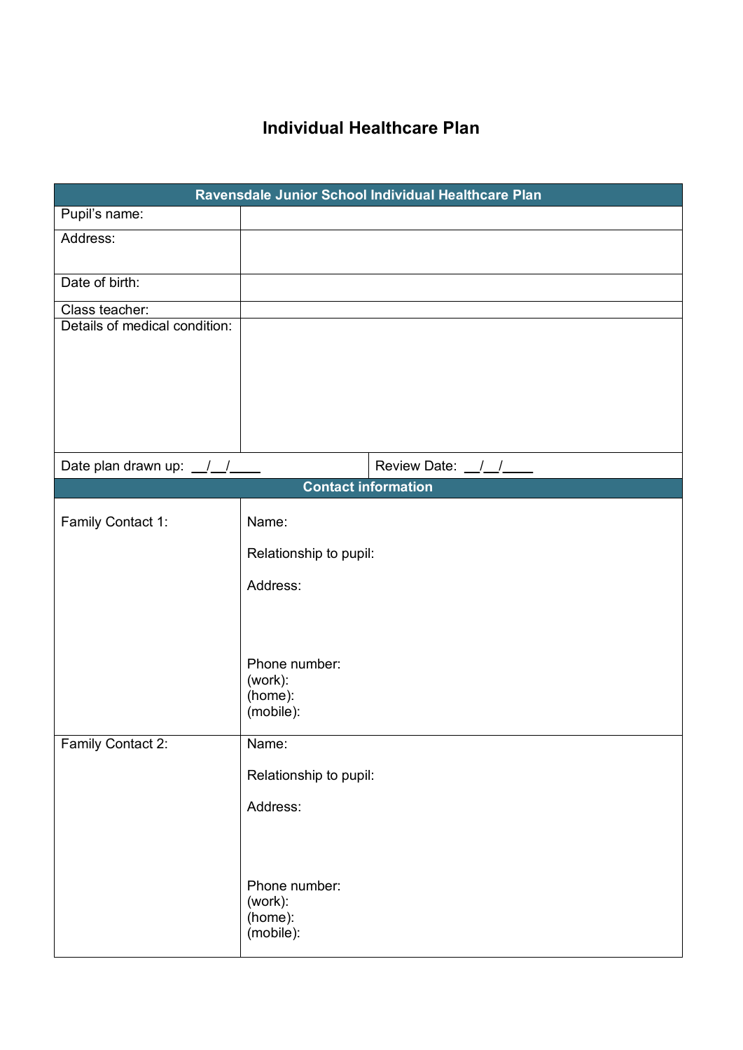# Individual Healthcare Plan

| Ravensdale Junior School Individual Healthcare Plan | |
|---|---|
| Pupil's name: | |
| Address: | |
| Date of birth: | |
| Class teacher: | |
| Details of medical condition: | |
| Date plan drawn up: \_\_/\_\_/\_\_\_\_ | Review Date: \_\_/\_\_/\_\_\_\_ |
| **Contact information** | |
| Family Contact 1: | Name:<br><br>Relationship to pupil:<br><br>Address:<br><br><br><br>Phone number:<br>(work):<br>(home):<br>(mobile): |
| Family Contact 2: | Name:<br><br>Relationship to pupil:<br><br>Address:<br><br><br><br>Phone number:<br>(work):<br>(home):<br>(mobile): |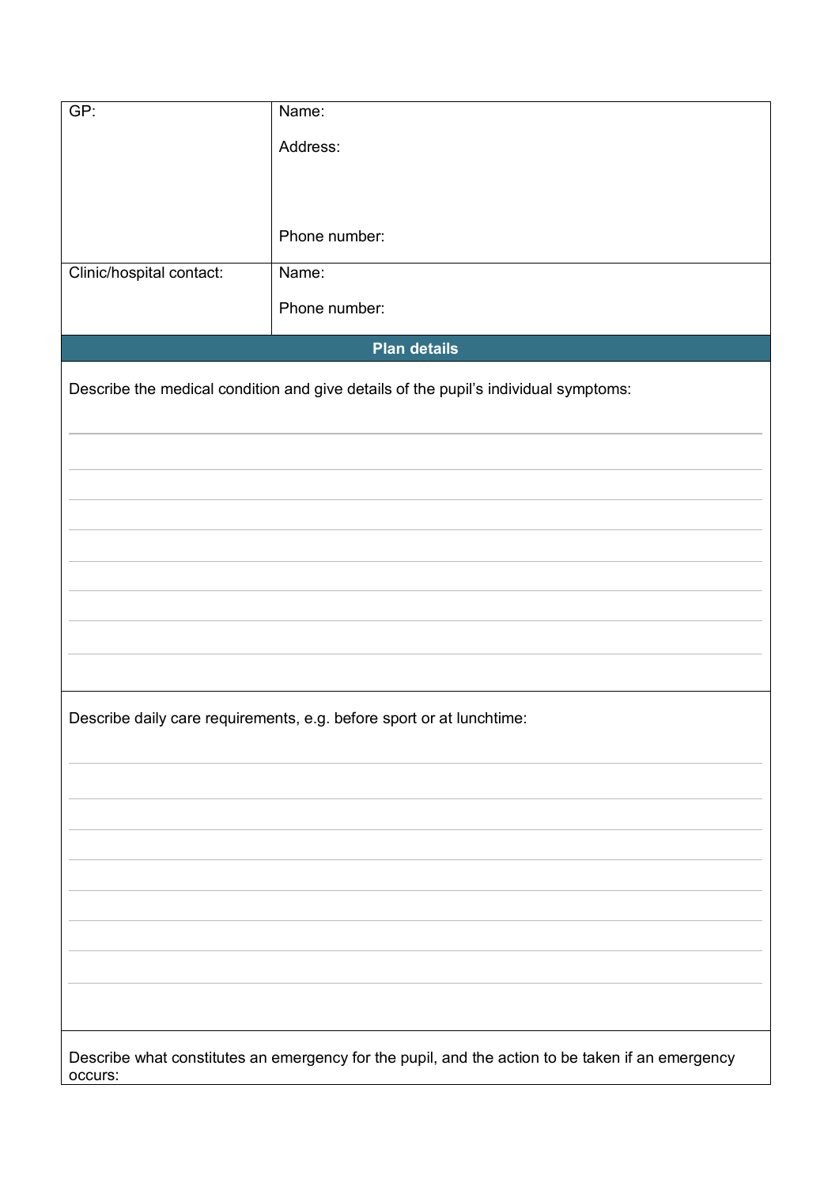| GP: | Name:<br><br>Address:<br><br><br><br>Phone number: |
| --- | --- |
| Clinic/hospital contact: | Name:<br><br>Phone number: |

## Plan details

Describe the medical condition and give details of the pupil's individual symptoms:

Describe daily care requirements, e.g. before sport or at lunchtime:

Describe what constitutes an emergency for the pupil, and the action to be taken if an emergency occurs: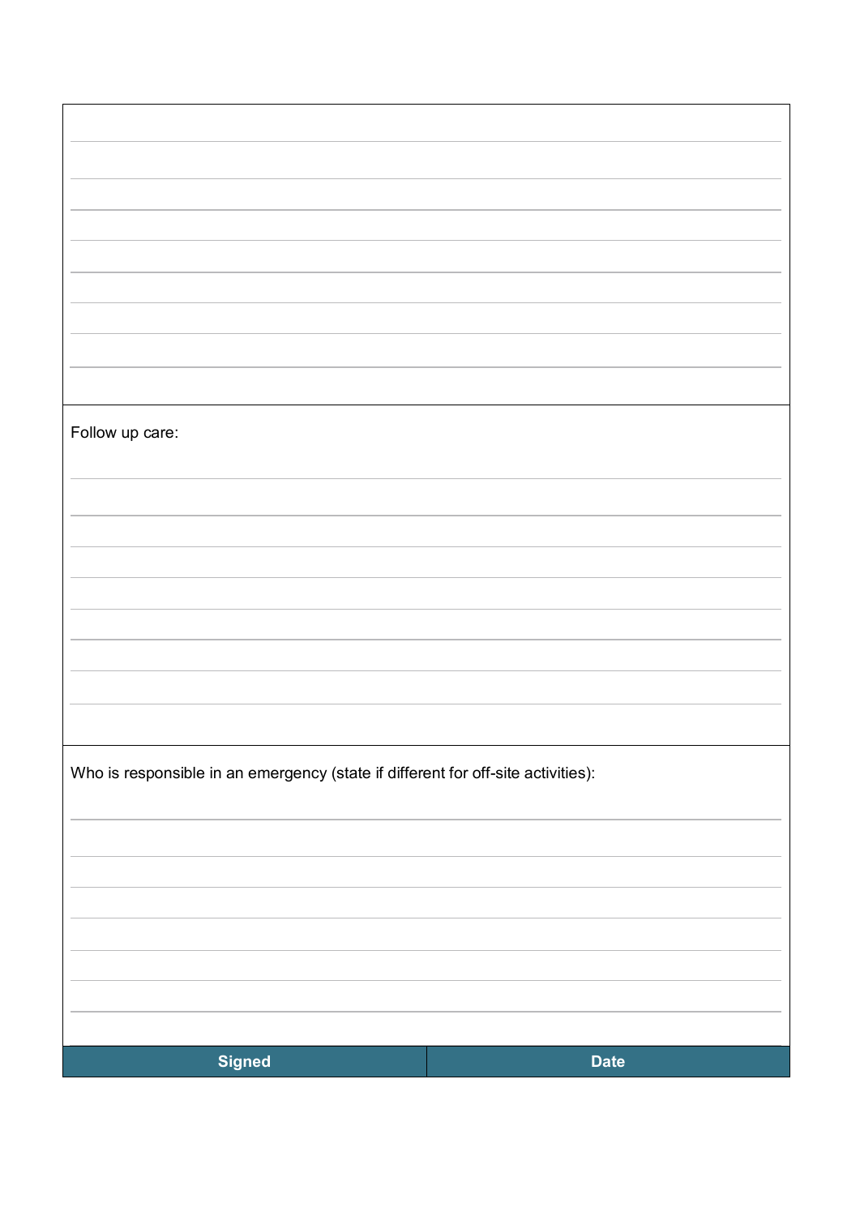Follow up care:

Who is responsible in an emergency (state if different for off-site activities):

| Signed | Date |
| --- | --- |
| | |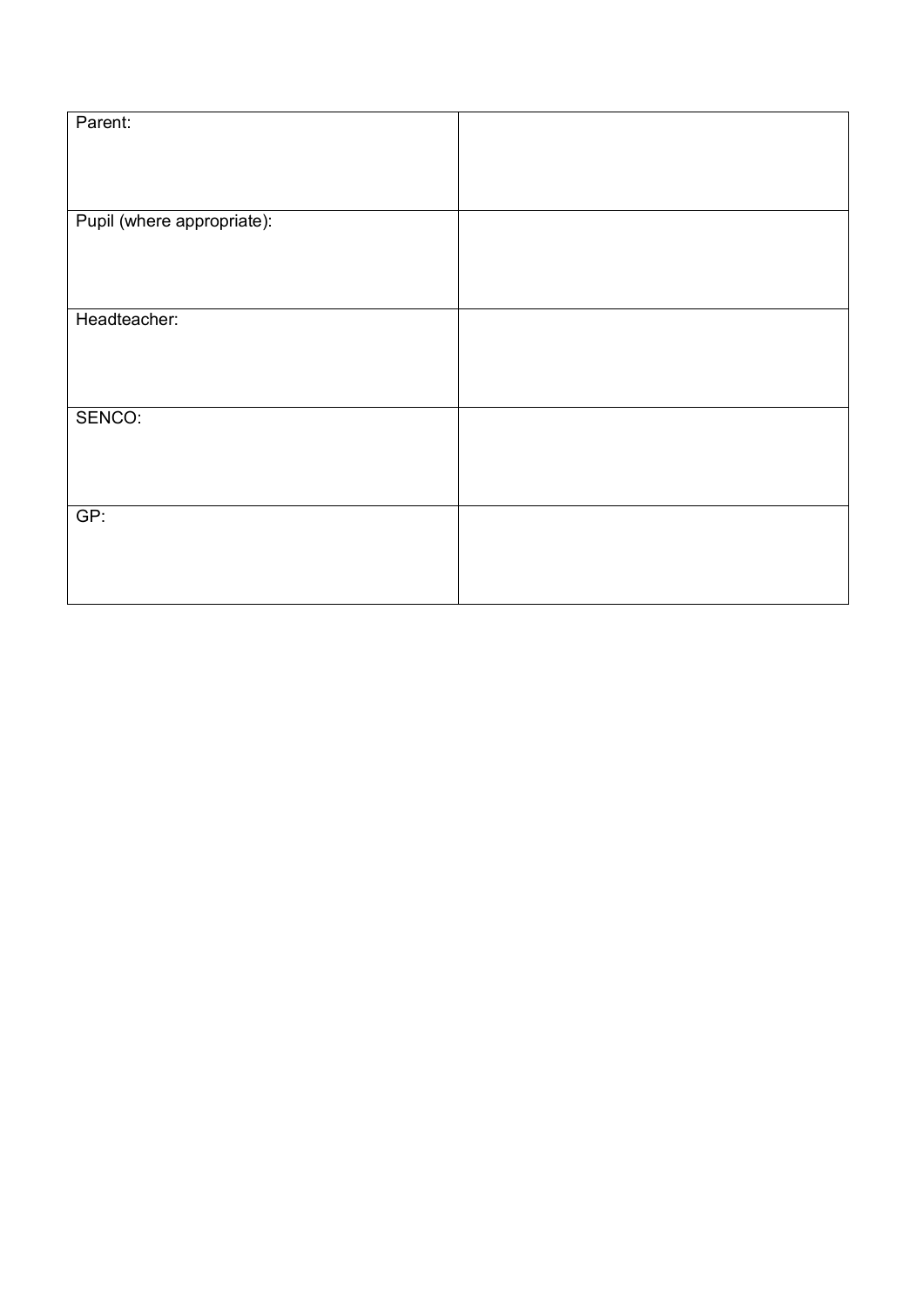| | |
|---|---|
| Parent: | |
| Pupil (where appropriate): | |
| Headteacher: | |
| SENCO: | |
| GP: | |